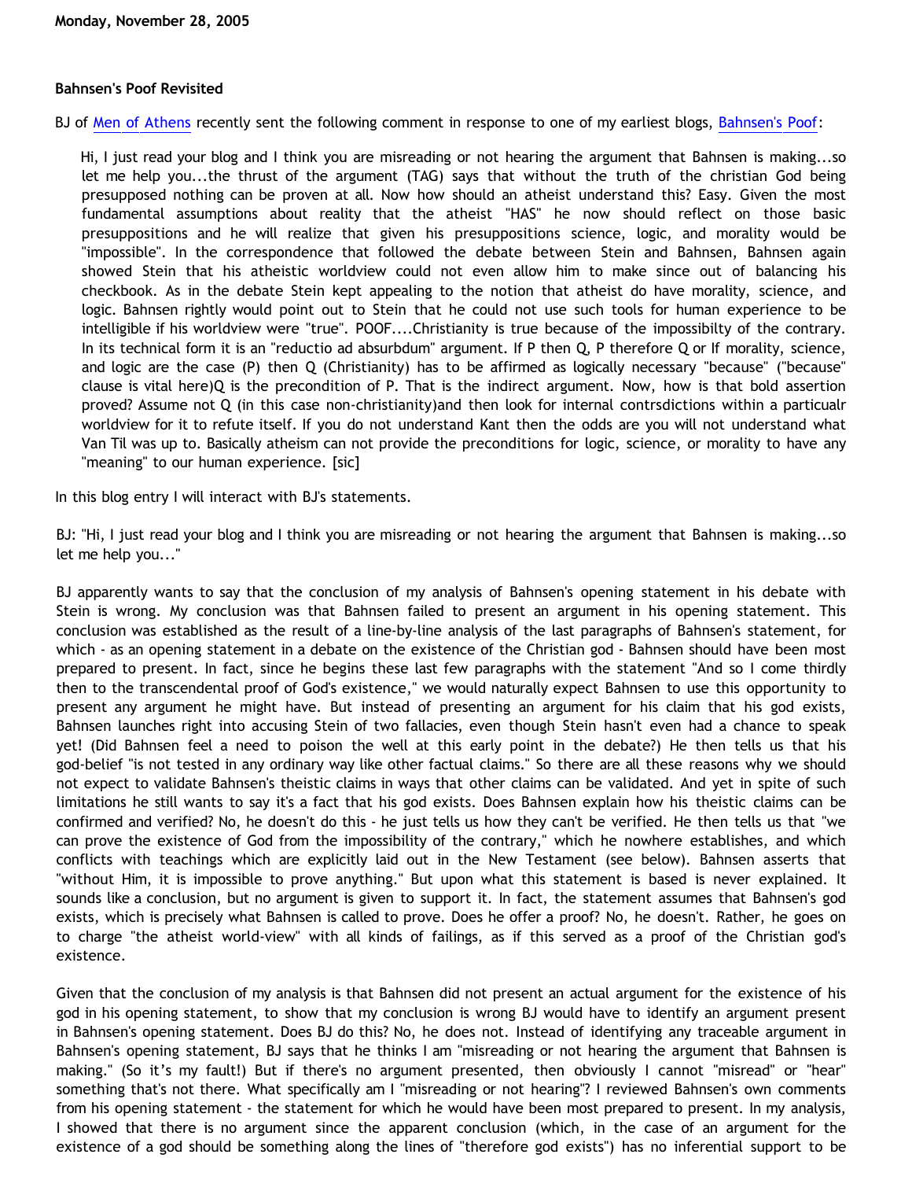Monday, November 28, 2005

### Bahnsen's Poof Revisited

BJ of Men of Athens recently sent the following comment in response to one of my earliest blogs, Bahnsen's Poof:

> Hi, I just read your blog and I think you are misreading or not hearing the argument that Bahnsen is making...so let me help you...the thrust of the argument (TAG) says that without the truth of the christian God being presupposed nothing can be proven at all. Now how should an atheist understand this? Easy. Given the most fundamental assumptions about reality that the atheist "HAS" he now should reflect on those basic presuppositions and he will realize that given his presuppositions science, logic, and morality would be "impossible". In the correspondence that followed the debate between Stein and Bahnsen, Bahnsen again showed Stein that his atheistic worldview could not even allow him to make since out of balancing his checkbook. As in the debate Stein kept appealing to the notion that atheist do have morality, science, and logic. Bahnsen rightly would point out to Stein that he could not use such tools for human experience to be intelligible if his worldview were "true". POOF....Christianity is true because of the impossibilty of the contrary. In its technical form it is an "reductio ad absurdum" argument. If P then Q, P therefore Q or If morality, science, and logic are the case (P) then Q (Christianity) has to be affirmed as logically necessary "because" ("because" clause is vital here)Q is the precondition of P. That is the indirect argument. Now, how is that bold assertion proved? Assume not Q (in this case non-christianity)and then look for internal contrsdictions within a particualr worldview for it to refute itself. If you do not understand Kant then the odds are you will not understand what Van Til was up to. Basically atheism can not provide the preconditions for logic, science, or morality to have any "meaning" to our human experience. [sic]

In this blog entry I will interact with BJ's statements.

BJ: "Hi, I just read your blog and I think you are misreading or not hearing the argument that Bahnsen is making...so let me help you..."

BJ apparently wants to say that the conclusion of my analysis of Bahnsen's opening statement in his debate with Stein is wrong. My conclusion was that Bahnsen failed to present an argument in his opening statement. This conclusion was established as the result of a line-by-line analysis of the last paragraphs of Bahnsen's statement, for which - as an opening statement in a debate on the existence of the Christian god - Bahnsen should have been most prepared to present. In fact, since he begins these last few paragraphs with the statement "And so I come thirdly then to the transcendental proof of God's existence," we would naturally expect Bahnsen to use this opportunity to present any argument he might have. But instead of presenting an argument for his claim that his god exists, Bahnsen launches right into accusing Stein of two fallacies, even though Stein hasn't even had a chance to speak yet! (Did Bahnsen feel a need to poison the well at this early point in the debate?) He then tells us that his god-belief "is not tested in any ordinary way like other factual claims." So there are all these reasons why we should not expect to validate Bahnsen's theistic claims in ways that other claims can be validated. And yet in spite of such limitations he still wants to say it's a fact that his god exists. Does Bahnsen explain how his theistic claims can be confirmed and verified? No, he doesn't do this - he just tells us how they can't be verified. He then tells us that "we can prove the existence of God from the impossibility of the contrary," which he nowhere establishes, and which conflicts with teachings which are explicitly laid out in the New Testament (see below). Bahnsen asserts that "without Him, it is impossible to prove anything." But upon what this statement is based is never explained. It sounds like a conclusion, but no argument is given to support it. In fact, the statement assumes that Bahnsen's god exists, which is precisely what Bahnsen is called to prove. Does he offer a proof? No, he doesn't. Rather, he goes on to charge "the atheist world-view" with all kinds of failings, as if this served as a proof of the Christian god's existence.

Given that the conclusion of my analysis is that Bahnsen did not present an actual argument for the existence of his god in his opening statement, to show that my conclusion is wrong BJ would have to identify an argument present in Bahnsen's opening statement. Does BJ do this? No, he does not. Instead of identifying any traceable argument in Bahnsen's opening statement, BJ says that he thinks I am "misreading or not hearing the argument that Bahnsen is making." (So it's my fault!) But if there's no argument presented, then obviously I cannot "misread" or "hear" something that's not there. What specifically am I "misreading or not hearing"? I reviewed Bahnsen's own comments from his opening statement - the statement for which he would have been most prepared to present. In my analysis, I showed that there is no argument since the apparent conclusion (which, in the case of an argument for the existence of a god should be something along the lines of "therefore god exists") has no inferential support to be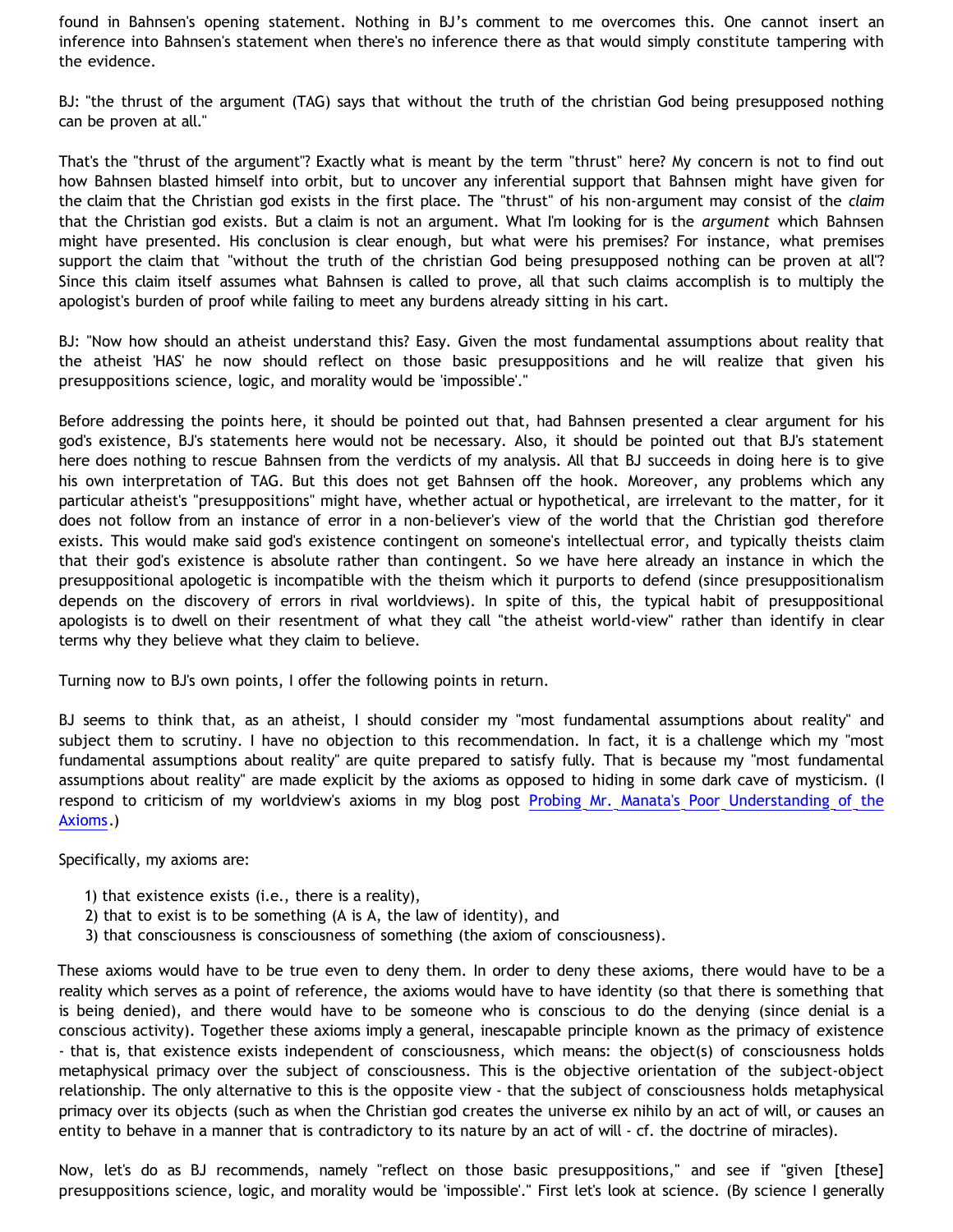found in Bahnsen's opening statement. Nothing in BJ's comment to me overcomes this. One cannot insert an inference into Bahnsen's statement when there's no inference there as that would simply constitute tampering with the evidence.

BJ: "the thrust of the argument (TAG) says that without the truth of the christian God being presupposed nothing can be proven at all."

That's the "thrust of the argument"? Exactly what is meant by the term "thrust" here? My concern is not to find out how Bahnsen blasted himself into orbit, but to uncover any inferential support that Bahnsen might have given for the claim that the Christian god exists in the first place. The "thrust" of his non-argument may consist of the *claim* that the Christian god exists. But a claim is not an argument. What I'm looking for is the *argument* which Bahnsen might have presented. His conclusion is clear enough, but what were his premises? For instance, what premises support the claim that "without the truth of the christian God being presupposed nothing can be proven at all"? Since this claim itself assumes what Bahnsen is called to prove, all that such claims accomplish is to multiply the apologist's burden of proof while failing to meet any burdens already sitting in his cart.

BJ: "Now how should an atheist understand this? Easy. Given the most fundamental assumptions about reality that the atheist 'HAS' he now should reflect on those basic presuppositions and he will realize that given his presuppositions science, logic, and morality would be 'impossible'."

Before addressing the points here, it should be pointed out that, had Bahnsen presented a clear argument for his god's existence, BJ's statements here would not be necessary. Also, it should be pointed out that BJ's statement here does nothing to rescue Bahnsen from the verdicts of my analysis. All that BJ succeeds in doing here is to give his own interpretation of TAG. But this does not get Bahnsen off the hook. Moreover, any problems which any particular atheist's "presuppositions" might have, whether actual or hypothetical, are irrelevant to the matter, for it does not follow from an instance of error in a non-believer's view of the world that the Christian god therefore exists. This would make said god's existence contingent on someone's intellectual error, and typically theists claim that their god's existence is absolute rather than contingent. So we have here already an instance in which the presuppositional apologetic is incompatible with the theism which it purports to defend (since presuppositionalism depends on the discovery of errors in rival worldviews). In spite of this, the typical habit of presuppositional apologists is to dwell on their resentment of what they call "the atheist world-view" rather than identify in clear terms why they believe what they claim to believe.

Turning now to BJ's own points, I offer the following points in return.

BJ seems to think that, as an atheist, I should consider my "most fundamental assumptions about reality" and subject them to scrutiny. I have no objection to this recommendation. In fact, it is a challenge which my "most fundamental assumptions about reality" are quite prepared to satisfy fully. That is because my "most fundamental assumptions about reality" are made explicit by the axioms as opposed to hiding in some dark cave of mysticism. (I respond to criticism of my worldview's axioms in my blog post [Probing Mr. Manata's Poor Understanding of the Axioms](#).)

Specifically, my axioms are:

1) that existence exists (i.e., there is a reality),
2) that to exist is to be something (A is A, the law of identity), and
3) that consciousness is consciousness of something (the axiom of consciousness).

These axioms would have to be true even to deny them. In order to deny these axioms, there would have to be a reality which serves as a point of reference, the axioms would have to have identity (so that there is something that is being denied), and there would have to be someone who is conscious to do the denying (since denial is a conscious activity). Together these axioms imply a general, inescapable principle known as the primacy of existence - that is, that existence exists independent of consciousness, which means: the object(s) of consciousness holds metaphysical primacy over the subject of consciousness. This is the objective orientation of the subject-object relationship. The only alternative to this is the opposite view - that the subject of consciousness holds metaphysical primacy over its objects (such as when the Christian god creates the universe ex nihilo by an act of will, or causes an entity to behave in a manner that is contradictory to its nature by an act of will - cf. the doctrine of miracles).

Now, let's do as BJ recommends, namely "reflect on those basic presuppositions," and see if "given [these] presuppositions science, logic, and morality would be 'impossible'." First let's look at science. (By science I generally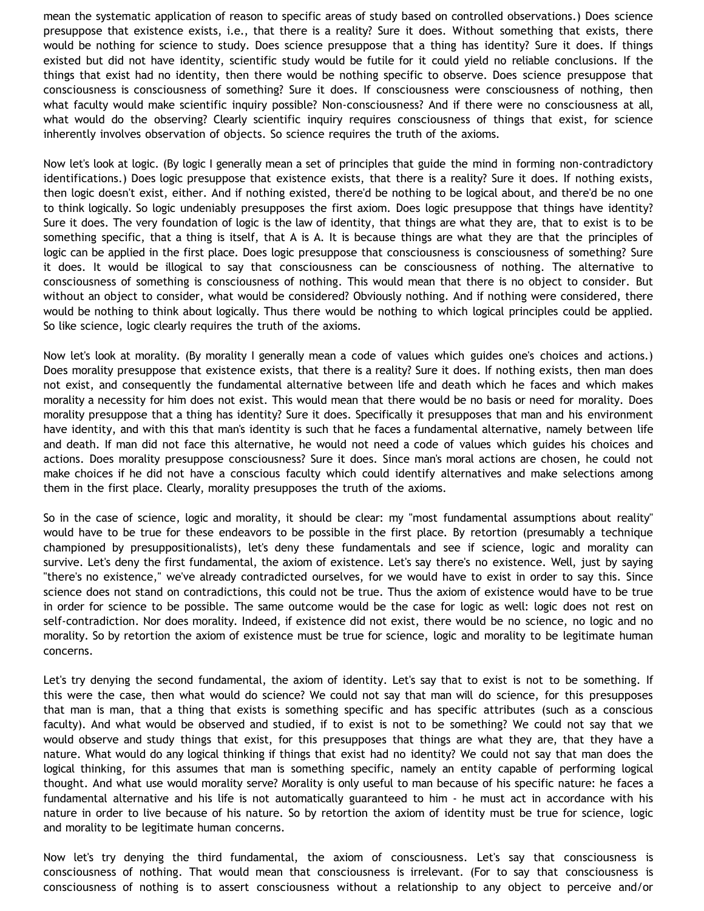mean the systematic application of reason to specific areas of study based on controlled observations.) Does science presuppose that existence exists, i.e., that there is a reality? Sure it does. Without something that exists, there would be nothing for science to study. Does science presuppose that a thing has identity? Sure it does. If things existed but did not have identity, scientific study would be futile for it could yield no reliable conclusions. If the things that exist had no identity, then there would be nothing specific to observe. Does science presuppose that consciousness is consciousness of something? Sure it does. If consciousness were consciousness of nothing, then what faculty would make scientific inquiry possible? Non-consciousness? And if there were no consciousness at all, what would do the observing? Clearly scientific inquiry requires consciousness of things that exist, for science inherently involves observation of objects. So science requires the truth of the axioms.

Now let's look at logic. (By logic I generally mean a set of principles that guide the mind in forming non-contradictory identifications.) Does logic presuppose that existence exists, that there is a reality? Sure it does. If nothing exists, then logic doesn't exist, either. And if nothing existed, there'd be nothing to be logical about, and there'd be no one to think logically. So logic undeniably presupposes the first axiom. Does logic presuppose that things have identity? Sure it does. The very foundation of logic is the law of identity, that things are what they are, that to exist is to be something specific, that a thing is itself, that A is A. It is because things are what they are that the principles of logic can be applied in the first place. Does logic presuppose that consciousness is consciousness of something? Sure it does. It would be illogical to say that consciousness can be consciousness of nothing. The alternative to consciousness of something is consciousness of nothing. This would mean that there is no object to consider. But without an object to consider, what would be considered? Obviously nothing. And if nothing were considered, there would be nothing to think about logically. Thus there would be nothing to which logical principles could be applied. So like science, logic clearly requires the truth of the axioms.

Now let's look at morality. (By morality I generally mean a code of values which guides one's choices and actions.) Does morality presuppose that existence exists, that there is a reality? Sure it does. If nothing exists, then man does not exist, and consequently the fundamental alternative between life and death which he faces and which makes morality a necessity for him does not exist. This would mean that there would be no basis or need for morality. Does morality presuppose that a thing has identity? Sure it does. Specifically it presupposes that man and his environment have identity, and with this that man's identity is such that he faces a fundamental alternative, namely between life and death. If man did not face this alternative, he would not need a code of values which guides his choices and actions. Does morality presuppose consciousness? Sure it does. Since man's moral actions are chosen, he could not make choices if he did not have a conscious faculty which could identify alternatives and make selections among them in the first place. Clearly, morality presupposes the truth of the axioms.

So in the case of science, logic and morality, it should be clear: my "most fundamental assumptions about reality" would have to be true for these endeavors to be possible in the first place. By retortion (presumably a technique championed by presuppositionalists), let's deny these fundamentals and see if science, logic and morality can survive. Let's deny the first fundamental, the axiom of existence. Let's say there's no existence. Well, just by saying "there's no existence," we've already contradicted ourselves, for we would have to exist in order to say this. Since science does not stand on contradictions, this could not be true. Thus the axiom of existence would have to be true in order for science to be possible. The same outcome would be the case for logic as well: logic does not rest on self-contradiction. Nor does morality. Indeed, if existence did not exist, there would be no science, no logic and no morality. So by retortion the axiom of existence must be true for science, logic and morality to be legitimate human concerns.

Let's try denying the second fundamental, the axiom of identity. Let's say that to exist is not to be something. If this were the case, then what would do science? We could not say that man will do science, for this presupposes that man is man, that a thing that exists is something specific and has specific attributes (such as a conscious faculty). And what would be observed and studied, if to exist is not to be something? We could not say that we would observe and study things that exist, for this presupposes that things are what they are, that they have a nature. What would do any logical thinking if things that exist had no identity? We could not say that man does the logical thinking, for this assumes that man is something specific, namely an entity capable of performing logical thought. And what use would morality serve? Morality is only useful to man because of his specific nature: he faces a fundamental alternative and his life is not automatically guaranteed to him - he must act in accordance with his nature in order to live because of his nature. So by retortion the axiom of identity must be true for science, logic and morality to be legitimate human concerns.

Now let's try denying the third fundamental, the axiom of consciousness. Let's say that consciousness is consciousness of nothing. That would mean that consciousness is irrelevant. (For to say that consciousness is consciousness of nothing is to assert consciousness without a relationship to any object to perceive and/or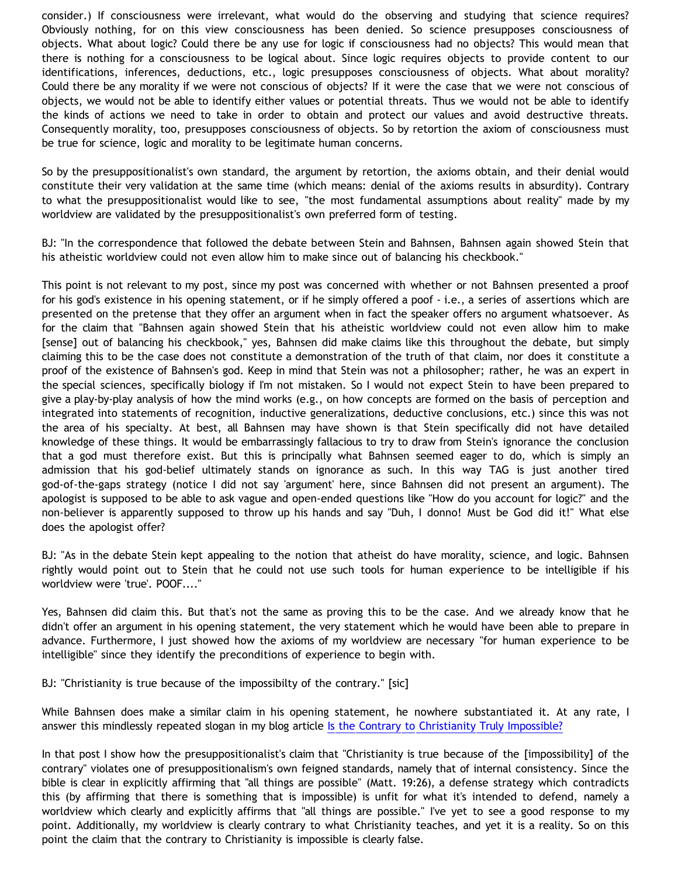consider.) If consciousness were irrelevant, what would do the observing and studying that science requires? Obviously nothing, for on this view consciousness has been denied. So science presupposes consciousness of objects. What about logic? Could there be any use for logic if consciousness had no objects? This would mean that there is nothing for a consciousness to be logical about. Since logic requires objects to provide content to our identifications, inferences, deductions, etc., logic presupposes consciousness of objects. What about morality? Could there be any morality if we were not conscious of objects? If it were the case that we were not conscious of objects, we would not be able to identify either values or potential threats. Thus we would not be able to identify the kinds of actions we need to take in order to obtain and protect our values and avoid destructive threats. Consequently morality, too, presupposes consciousness of objects. So by retortion the axiom of consciousness must be true for science, logic and morality to be legitimate human concerns.

So by the presuppositionalist's own standard, the argument by retortion, the axioms obtain, and their denial would constitute their very validation at the same time (which means: denial of the axioms results in absurdity). Contrary to what the presuppositionalist would like to see, "the most fundamental assumptions about reality" made by my worldview are validated by the presuppositionalist's own preferred form of testing.

BJ: "In the correspondence that followed the debate between Stein and Bahnsen, Bahnsen again showed Stein that his atheistic worldview could not even allow him to make since out of balancing his checkbook."

This point is not relevant to my post, since my post was concerned with whether or not Bahnsen presented a proof for his god's existence in his opening statement, or if he simply offered a poof - i.e., a series of assertions which are presented on the pretense that they offer an argument when in fact the speaker offers no argument whatsoever. As for the claim that "Bahnsen again showed Stein that his atheistic worldview could not even allow him to make [sense] out of balancing his checkbook," yes, Bahnsen did make claims like this throughout the debate, but simply claiming this to be the case does not constitute a demonstration of the truth of that claim, nor does it constitute a proof of the existence of Bahnsen's god. Keep in mind that Stein was not a philosopher; rather, he was an expert in the special sciences, specifically biology if I'm not mistaken. So I would not expect Stein to have been prepared to give a play-by-play analysis of how the mind works (e.g., on how concepts are formed on the basis of perception and integrated into statements of recognition, inductive generalizations, deductive conclusions, etc.) since this was not the area of his specialty. At best, all Bahnsen may have shown is that Stein specifically did not have detailed knowledge of these things. It would be embarrassingly fallacious to try to draw from Stein's ignorance the conclusion that a god must therefore exist. But this is principally what Bahnsen seemed eager to do, which is simply an admission that his god-belief ultimately stands on ignorance as such. In this way TAG is just another tired god-of-the-gaps strategy (notice I did not say 'argument' here, since Bahnsen did not present an argument). The apologist is supposed to be able to ask vague and open-ended questions like "How do you account for logic?" and the non-believer is apparently supposed to throw up his hands and say "Duh, I donno! Must be God did it!" What else does the apologist offer?

BJ: "As in the debate Stein kept appealing to the notion that atheist do have morality, science, and logic. Bahnsen rightly would point out to Stein that he could not use such tools for human experience to be intelligible if his worldview were 'true'. POOF...."

Yes, Bahnsen did claim this. But that's not the same as proving this to be the case. And we already know that he didn't offer an argument in his opening statement, the very statement which he would have been able to prepare in advance. Furthermore, I just showed how the axioms of my worldview are necessary "for human experience to be intelligible" since they identify the preconditions of experience to begin with.

BJ: "Christianity is true because of the impossibilty of the contrary." [sic]

While Bahnsen does make a similar claim in his opening statement, he nowhere substantiated it. At any rate, I answer this mindlessly repeated slogan in my blog article [Is the Contrary to Christianity Truly Impossible?]

In that post I show how the presuppositionalist's claim that "Christianity is true because of the [impossibility] of the contrary" violates one of presuppositionalism's own feigned standards, namely that of internal consistency. Since the bible is clear in explicitly affirming that "all things are possible" (Matt. 19:26), a defense strategy which contradicts this (by affirming that there is something that is impossible) is unfit for what it's intended to defend, namely a worldview which clearly and explicitly affirms that "all things are possible." I've yet to see a good response to my point. Additionally, my worldview is clearly contrary to what Christianity teaches, and yet it is a reality. So on this point the claim that the contrary to Christianity is impossible is clearly false.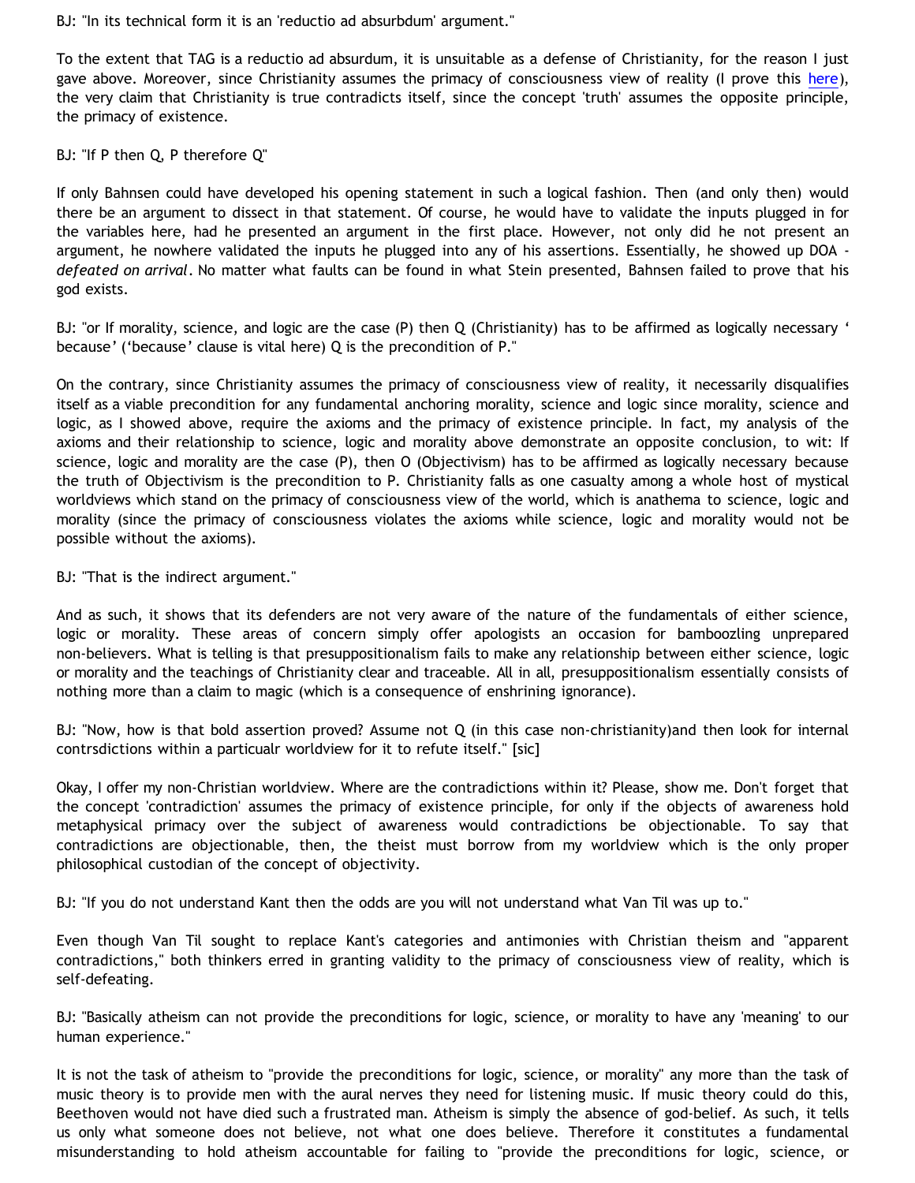BJ: "In its technical form it is an 'reductio ad absurbdum' argument."

To the extent that TAG is a reductio ad absurdum, it is unsuitable as a defense of Christianity, for the reason I just gave above. Moreover, since Christianity assumes the primacy of consciousness view of reality (I prove this here), the very claim that Christianity is true contradicts itself, since the concept 'truth' assumes the opposite principle, the primacy of existence.

BJ: "If P then Q, P therefore Q"

If only Bahnsen could have developed his opening statement in such a logical fashion. Then (and only then) would there be an argument to dissect in that statement. Of course, he would have to validate the inputs plugged in for the variables here, had he presented an argument in the first place. However, not only did he not present an argument, he nowhere validated the inputs he plugged into any of his assertions. Essentially, he showed up DOA - *defeated on arrival*. No matter what faults can be found in what Stein presented, Bahnsen failed to prove that his god exists.

BJ: "or If morality, science, and logic are the case (P) then Q (Christianity) has to be affirmed as logically necessary ' because' ('because' clause is vital here) Q is the precondition of P."

On the contrary, since Christianity assumes the primacy of consciousness view of reality, it necessarily disqualifies itself as a viable precondition for any fundamental anchoring morality, science and logic since morality, science and logic, as I showed above, require the axioms and the primacy of existence principle. In fact, my analysis of the axioms and their relationship to science, logic and morality above demonstrate an opposite conclusion, to wit: If science, logic and morality are the case (P), then O (Objectivism) has to be affirmed as logically necessary because the truth of Objectivism is the precondition to P. Christianity falls as one casualty among a whole host of mystical worldviews which stand on the primacy of consciousness view of the world, which is anathema to science, logic and morality (since the primacy of consciousness violates the axioms while science, logic and morality would not be possible without the axioms).

BJ: "That is the indirect argument."

And as such, it shows that its defenders are not very aware of the nature of the fundamentals of either science, logic or morality. These areas of concern simply offer apologists an occasion for bamboozling unprepared non-believers. What is telling is that presuppositionalism fails to make any relationship between either science, logic or morality and the teachings of Christianity clear and traceable. All in all, presuppositionalism essentially consists of nothing more than a claim to magic (which is a consequence of enshrining ignorance).

BJ: "Now, how is that bold assertion proved? Assume not Q (in this case non-christianity)and then look for internal contrsdictions within a particualr worldview for it to refute itself." [sic]

Okay, I offer my non-Christian worldview. Where are the contradictions within it? Please, show me. Don't forget that the concept 'contradiction' assumes the primacy of existence principle, for only if the objects of awareness hold metaphysical primacy over the subject of awareness would contradictions be objectionable. To say that contradictions are objectionable, then, the theist must borrow from my worldview which is the only proper philosophical custodian of the concept of objectivity.

BJ: "If you do not understand Kant then the odds are you will not understand what Van Til was up to."

Even though Van Til sought to replace Kant's categories and antimonies with Christian theism and "apparent contradictions," both thinkers erred in granting validity to the primacy of consciousness view of reality, which is self-defeating.

BJ: "Basically atheism can not provide the preconditions for logic, science, or morality to have any 'meaning' to our human experience."

It is not the task of atheism to "provide the preconditions for logic, science, or morality" any more than the task of music theory is to provide men with the aural nerves they need for listening music. If music theory could do this, Beethoven would not have died such a frustrated man. Atheism is simply the absence of god-belief. As such, it tells us only what someone does not believe, not what one does believe. Therefore it constitutes a fundamental misunderstanding to hold atheism accountable for failing to "provide the preconditions for logic, science, or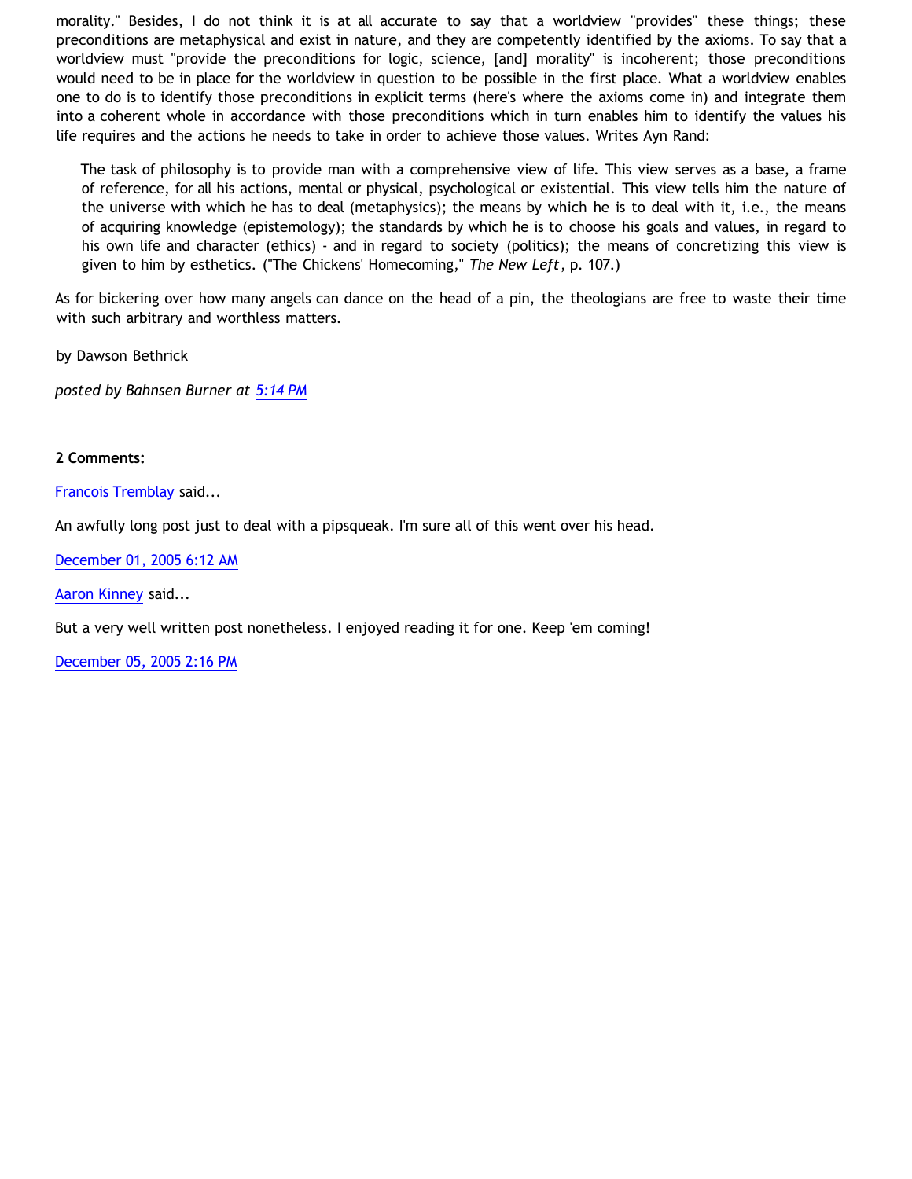morality." Besides, I do not think it is at all accurate to say that a worldview "provides" these things; these preconditions are metaphysical and exist in nature, and they are competently identified by the axioms. To say that a worldview must "provide the preconditions for logic, science, [and] morality" is incoherent; those preconditions would need to be in place for the worldview in question to be possible in the first place. What a worldview enables one to do is to identify those preconditions in explicit terms (here's where the axioms come in) and integrate them into a coherent whole in accordance with those preconditions which in turn enables him to identify the values his life requires and the actions he needs to take in order to achieve those values. Writes Ayn Rand:

> The task of philosophy is to provide man with a comprehensive view of life. This view serves as a base, a frame of reference, for all his actions, mental or physical, psychological or existential. This view tells him the nature of the universe with which he has to deal (metaphysics); the means by which he is to deal with it, i.e., the means of acquiring knowledge (epistemology); the standards by which he is to choose his goals and values, in regard to his own life and character (ethics) - and in regard to society (politics); the means of concretizing this view is given to him by esthetics. ("The Chickens' Homecoming," *The New Left*, p. 107.)

As for bickering over how many angels can dance on the head of a pin, the theologians are free to waste their time with such arbitrary and worthless matters.

by Dawson Bethrick

*posted by Bahnsen Burner at 5:14 PM*

**2 Comments:**

Francois Tremblay said...

An awfully long post just to deal with a pipsqueak. I'm sure all of this went over his head.

December 01, 2005 6:12 AM

Aaron Kinney said...

But a very well written post nonetheless. I enjoyed reading it for one. Keep 'em coming!

December 05, 2005 2:16 PM